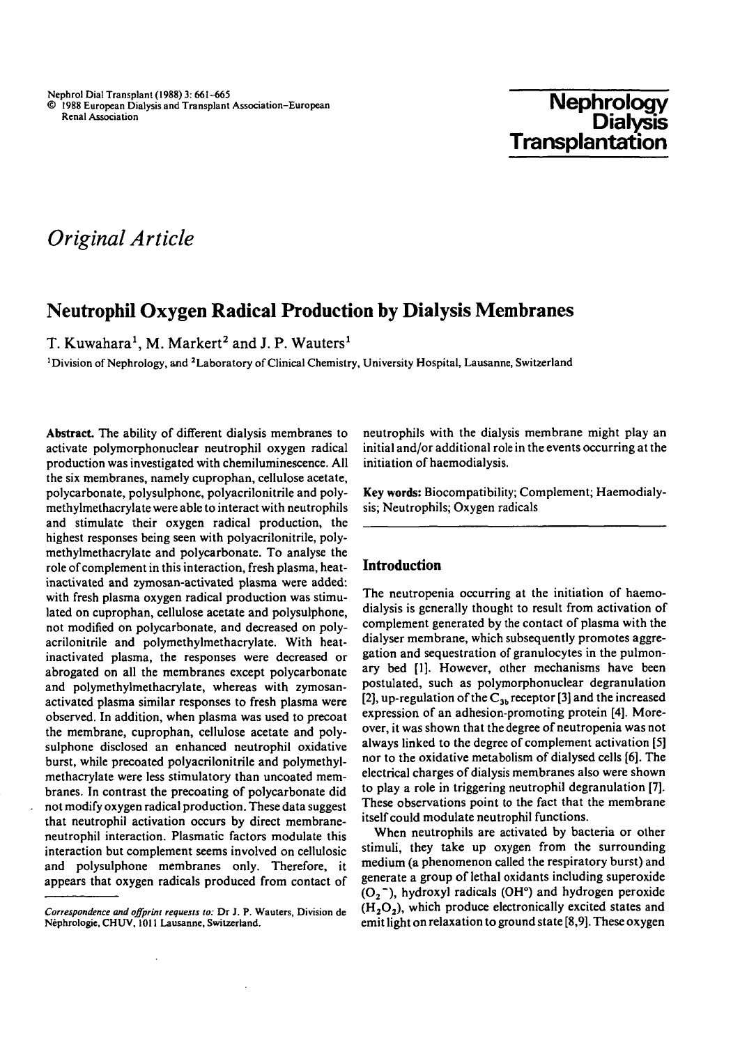*Original Article*

# Neutrophil Oxygen Radical Production by Dialysis Membranes

T. Kuwahara[1], M. Markert[2] and J. P. Wauters[1]

[1]Division of Nephrology, and [2]Laboratory of Clinical Chemistry, University Hospital, Lausanne, Switzerland

**Abstract.** The ability of different dialysis membranes to activate polymorphonuclear neutrophil oxygen radical production was investigated with chemiluminescence. All the six membranes, namely cuprophan, cellulose acetate, polycarbonate, polysulphone, polyacrilonitrile and polymethylmethacrylate were able to interact with neutrophils and stimulate their oxygen radical production, the highest responses being seen with polyacrilonitrile, polymethylmethacrylate and polycarbonate. To analyse the role of complement in this interaction, fresh plasma, heat-inactivated and zymosan-activated plasma were added: with fresh plasma oxygen radical production was stimulated on cuprophan, cellulose acetate and polysulphone, not modified on polycarbonate, and decreased on polyacrilonitrile and polymethylmethacrylate. With heat-inactivated plasma, the responses were decreased or abrogated on all the membranes except polycarbonate and polymethylmethacrylate, whereas with zymosan-activated plasma similar responses to fresh plasma were observed. In addition, when plasma was used to precoat the membrane, cuprophan, cellulose acetate and polysulphone disclosed an enhanced neutrophil oxidative burst, while precoated polyacrilonitrile and polymethylmethacrylate were less stimulatory than uncoated membranes. In contrast the precoating of polycarbonate did not modify oxygen radical production. These data suggest that neutrophil activation occurs by direct membrane-neutrophil interaction. Plasmatic factors modulate this interaction but complement seems involved on cellulosic and polysulphone membranes only. Therefore, it appears that oxygen radicals produced from contact of neutrophils with the dialysis membrane might play an initial and/or additional role in the events occurring at the initiation of haemodialysis.

**Key words:** Biocompatibility; Complement; Haemodialysis; Neutrophils; Oxygen radicals

*Correspondence and offprint requests to:* Dr J. P. Wauters, Division de Néphrologie, CHUV, 1011 Lausanne, Switzerland.

## Introduction

The neutropenia occurring at the initiation of haemodialysis is generally thought to result from activation of complement generated by the contact of plasma with the dialyser membrane, which subsequently promotes aggregation and sequestration of granulocytes in the pulmonary bed [1]. However, other mechanisms have been postulated, such as polymorphonuclear degranulation [2], up-regulation of the $C_{3b}$ receptor [3] and the increased expression of an adhesion-promoting protein [4]. Moreover, it was shown that the degree of neutropenia was not always linked to the degree of complement activation [5] nor to the oxidative metabolism of dialysed cells [6]. The electrical charges of dialysis membranes also were shown to play a role in triggering neutrophil degranulation [7]. These observations point to the fact that the membrane itself could modulate neutrophil functions.

When neutrophils are activated by bacteria or other stimuli, they take up oxygen from the surrounding medium (a phenomenon called the respiratory burst) and generate a group of lethal oxidants including superoxide ($O_2^-$), hydroxyl radicals ($OH^\circ$) and hydrogen peroxide ($H_2O_2$), which produce electronically excited states and emit light on relaxation to ground state [8,9]. These oxygen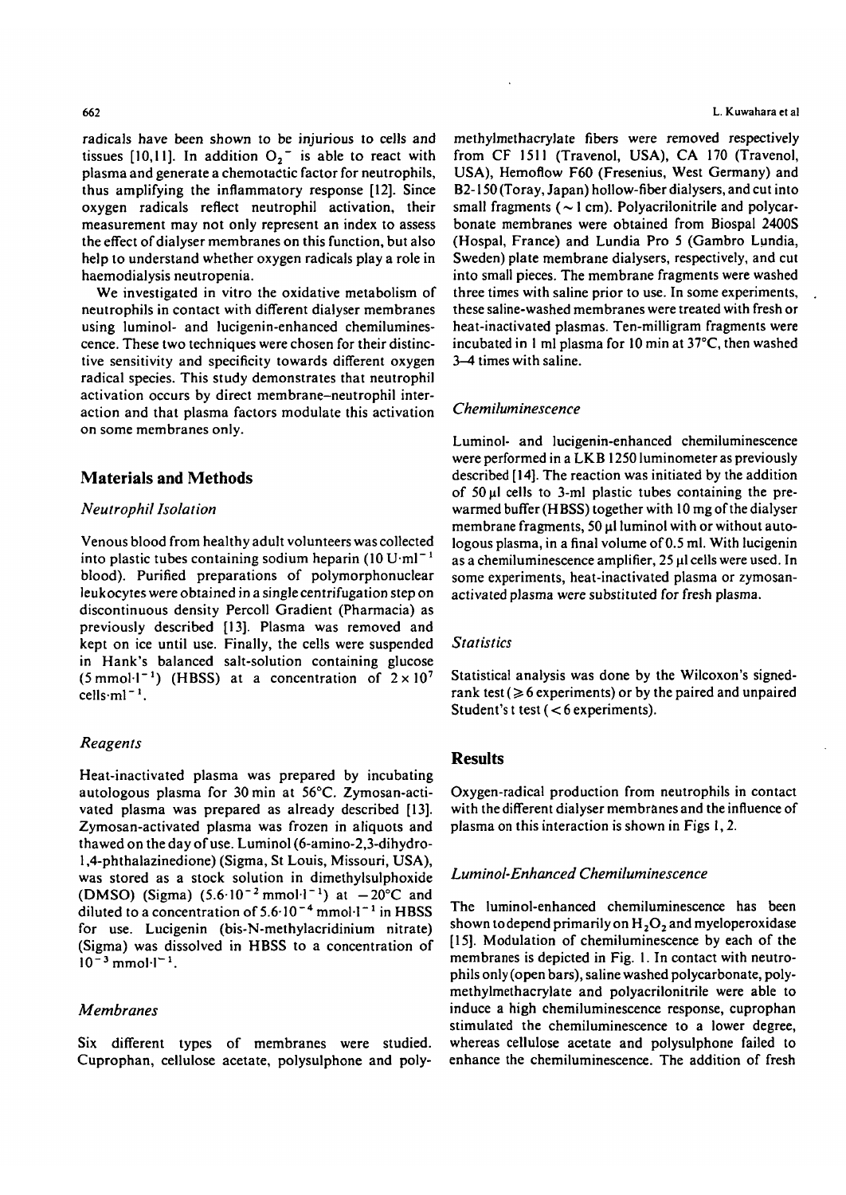radicals have been shown to be injurious to cells and tissues [10,11]. In addition $O_2^-$ is able to react with plasma and generate a chemotactic factor for neutrophils, thus amplifying the inflammatory response [12]. Since oxygen radicals reflect neutrophil activation, their measurement may not only represent an index to assess the effect of dialyser membranes on this function, but also help to understand whether oxygen radicals play a role in haemodialysis neutropenia.

We investigated in vitro the oxidative metabolism of neutrophils in contact with different dialyser membranes using luminol- and lucigenin-enhanced chemiluminescence. These two techniques were chosen for their distinctive sensitivity and specificity towards different oxygen radical species. This study demonstrates that neutrophil activation occurs by direct membrane–neutrophil interaction and that plasma factors modulate this activation on some membranes only.

## Materials and Methods

### *Neutrophil Isolation*

Venous blood from healthy adult volunteers was collected into plastic tubes containing sodium heparin ($10\ U\cdot ml^{-1}$ blood). Purified preparations of polymorphonuclear leukocytes were obtained in a single centrifugation step on discontinuous density Percoll Gradient (Pharmacia) as previously described [13]. Plasma was removed and kept on ice until use. Finally, the cells were suspended in Hank's balanced salt-solution containing glucose ($5\ mmol\cdot l^{-1}$) (HBSS) at a concentration of $2 \times 10^7$ $cells\cdot ml^{-1}$.

### *Reagents*

Heat-inactivated plasma was prepared by incubating autologous plasma for 30 min at 56°C. Zymosan-activated plasma was prepared as already described [13]. Zymosan-activated plasma was frozen in aliquots and thawed on the day of use. Luminol (6-amino-2,3-dihydro-1,4-phthalazinedione) (Sigma, St Louis, Missouri, USA), was stored as a stock solution in dimethylsulphoxide (DMSO) (Sigma) ($5.6\cdot 10^{-2}\ mmol\cdot l^{-1}$) at $-20$°C and diluted to a concentration of $5.6\cdot 10^{-4}\ mmol\cdot l^{-1}$ in HBSS for use. Lucigenin (bis-N-methylacridinium nitrate) (Sigma) was dissolved in HBSS to a concentration of $10^{-3}\ mmol\cdot l^{-1}$.

### *Membranes*

Six different types of membranes were studied. Cuprophan, cellulose acetate, polysulphone and polymethylmethacrylate fibers were removed respectively from CF 1511 (Travenol, USA), CA 170 (Travenol, USA), Hemoflow F60 (Fresenius, West Germany) and B2-150 (Toray, Japan) hollow-fiber dialysers, and cut into small fragments ($\sim 1$ cm). Polyacrilonitrile and polycarbonate membranes were obtained from Biospal 2400S (Hospal, France) and Lundia Pro 5 (Gambro Lundia, Sweden) plate membrane dialysers, respectively, and cut into small pieces. The membrane fragments were washed three times with saline prior to use. In some experiments, these saline-washed membranes were treated with fresh or heat-inactivated plasmas. Ten-milligram fragments were incubated in 1 ml plasma for 10 min at 37°C, then washed 3–4 times with saline.

### *Chemiluminescence*

Luminol- and lucigenin-enhanced chemiluminescence were performed in a LKB 1250 luminometer as previously described [14]. The reaction was initiated by the addition of 50 µl cells to 3-ml plastic tubes containing the prewarmed buffer (HBSS) together with 10 mg of the dialyser membrane fragments, 50 µl luminol with or without autologous plasma, in a final volume of 0.5 ml. With lucigenin as a chemiluminescence amplifier, 25 µl cells were used. In some experiments, heat-inactivated plasma or zymosan-activated plasma were substituted for fresh plasma.

### *Statistics*

Statistical analysis was done by the Wilcoxon's signed-rank test ($\geq 6$ experiments) or by the paired and unpaired Student's t test ($< 6$ experiments).

## Results

Oxygen-radical production from neutrophils in contact with the different dialyser membranes and the influence of plasma on this interaction is shown in Figs 1, 2.

### *Luminol-Enhanced Chemiluminescence*

The luminol-enhanced chemiluminescence has been shown to depend primarily on $H_2O_2$ and myeloperoxidase [15]. Modulation of chemiluminescence by each of the membranes is depicted in Fig. 1. In contact with neutrophils only (open bars), saline washed polycarbonate, polymethylmethacrylate and polyacrilonitrile were able to induce a high chemiluminescence response, cuprophan stimulated the chemiluminescence to a lower degree, whereas cellulose acetate and polysulphone failed to enhance the chemiluminescence. The addition of fresh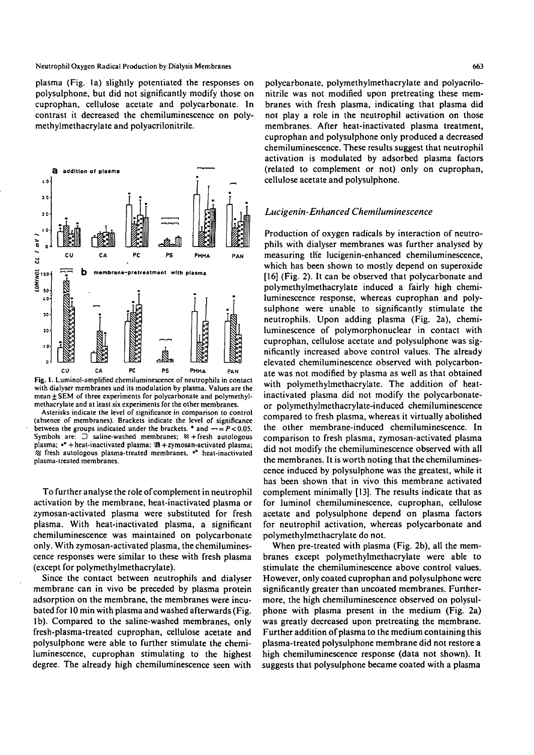plasma (Fig. 1a) slightly potentiated the responses on polysulphone, but did not significantly modify those on cuprophan, cellulose acetate and polycarbonate. In contrast it decreased the chemiluminescence on polymethylmethacrylate and polyacrilonitrile.

**Fig. 1.** Luminol-amplified chemiluminescence of neutrophils in contact with dialyser membranes and its modulation by plasma. Values are the mean ± SEM of three experiments for polycarbonate and polymethylmethacrylate and at least six experiments for the other membranes.

Asterisks indicate the level of significance in comparison to control (absence of membranes). Brackets indicate the level of significance between the groups indicated under the brackets. * and ⌐ = $P < 0.05$. Symbols are: ☐ saline-washed membranes; ▨ + fresh autologous plasma; ⁘ + heat-inactivated plasma; ▥ + zymosan-activated plasma; ▧ fresh autologous plasma-treated membranes, ⁘ heat-inactivated plasma-treated membranes.

To further analyse the role of complement in neutrophil activation by the membrane, heat-inactivated plasma or zymosan-activated plasma were substituted for fresh plasma. With heat-inactivated plasma, a significant chemiluminescence was maintained on polycarbonate only. With zymosan-activated plasma, the chemiluminescence responses were similar to these with fresh plasma (except for polymethylmethacrylate).

Since the contact between neutrophils and dialyser membrane can in vivo be preceded by plasma protein adsorption on the membrane, the membranes were incubated for 10 min with plasma and washed afterwards (Fig. 1b). Compared to the saline-washed membranes, only fresh-plasma-treated cuprophan, cellulose acetate and polysulphone were able to further stimulate the chemiluminescence, cuprophan stimulating to the highest degree. The already high chemiluminescence seen with polycarbonate, polymethylmethacrylate and polyacrilonitrile was not modified upon pretreating these membranes with fresh plasma, indicating that plasma did not play a role in the neutrophil activation on those membranes. After heat-inactivated plasma treatment, cuprophan and polysulphone only produced a decreased chemiluminescence. These results suggest that neutrophil activation is modulated by adsorbed plasma factors (related to complement or not) only on cuprophan, cellulose acetate and polysulphone.

### *Lucigenin-Enhanced Chemiluminescence*

Production of oxygen radicals by interaction of neutrophils with dialyser membranes was further analysed by measuring the lucigenin-enhanced chemiluminescence, which has been shown to mostly depend on superoxide [16] (Fig. 2). It can be observed that polycarbonate and polymethylmethacrylate induced a fairly high chemiluminescence response, whereas cuprophan and polysulphone were unable to significantly stimulate the neutrophils. Upon adding plasma (Fig. 2a), chemiluminescence of polymorphonuclear in contact with cuprophan, cellulose acetate and polysulphone was significantly increased above control values. The already elevated chemiluminescence observed with polycarbonate was not modified by plasma as well as that obtained with polymethylmethacrylate. The addition of heat-inactivated plasma did not modify the polycarbonate- or polymethylmethacrylate-induced chemiluminescence compared to fresh plasma, whereas it virtually abolished the other membrane-induced chemiluminescence. In comparison to fresh plasma, zymosan-activated plasma did not modify the chemiluminescence observed with all the membranes. It is worth noting that the chemiluminescence induced by polysulphone was the greatest, while it has been shown that in vivo this membrane activated complement minimally [13]. The results indicate that as for luminol chemiluminescence, cuprophan, cellulose acetate and polysulphone depend on plasma factors for neutrophil activation, whereas polycarbonate and polymethylmethacrylate do not.

When pre-treated with plasma (Fig. 2b), all the membranes except polymethylmethacrylate were able to stimulate the chemiluminescence above control values. However, only coated cuprophan and polysulphone were significantly greater than uncoated membranes. Furthermore, the high chemiluminescence observed on polysulphone with plasma present in the medium (Fig. 2a) was greatly decreased upon pretreating the membrane. Further addition of plasma to the medium containing this plasma-treated polysulphone membrane did not restore a high chemiluminescence response (data not shown). It suggests that polysulphone became coated with a plasma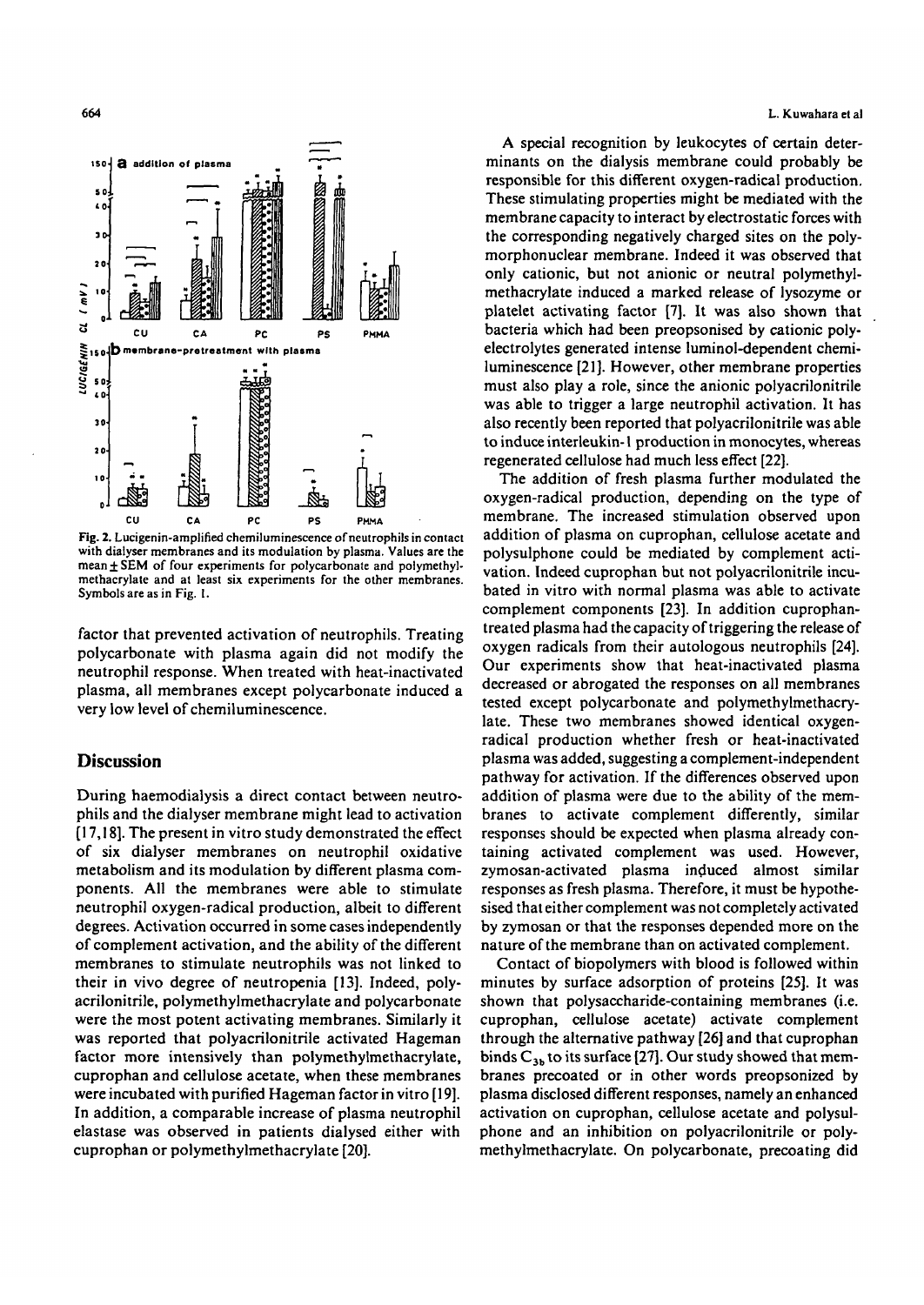Fig. 2. Lucigenin-amplified chemiluminescence of neutrophils in contact with dialyser membranes and its modulation by plasma. Values are the mean ± SEM of four experiments for polycarbonate and polymethylmethacrylate and at least six experiments for the other membranes. Symbols are as in Fig. 1.

factor that prevented activation of neutrophils. Treating polycarbonate with plasma again did not modify the neutrophil response. When treated with heat-inactivated plasma, all membranes except polycarbonate induced a very low level of chemiluminescence.

## Discussion

During haemodialysis a direct contact between neutrophils and the dialyser membrane might lead to activation [17,18]. The present in vitro study demonstrated the effect of six dialyser membranes on neutrophil oxidative metabolism and its modulation by different plasma components. All the membranes were able to stimulate neutrophil oxygen-radical production, albeit to different degrees. Activation occurred in some cases independently of complement activation, and the ability of the different membranes to stimulate neutrophils was not linked to their in vivo degree of neutropenia [13]. Indeed, polyacrilonitrile, polymethylmethacrylate and polycarbonate were the most potent activating membranes. Similarly it was reported that polyacrilonitrile activated Hageman factor more intensively than polymethylmethacrylate, cuprophan and cellulose acetate, when these membranes were incubated with purified Hageman factor in vitro [19]. In addition, a comparable increase of plasma neutrophil elastase was observed in patients dialysed either with cuprophan or polymethylmethacrylate [20].

A special recognition by leukocytes of certain determinants on the dialysis membrane could probably be responsible for this different oxygen-radical production. These stimulating properties might be mediated with the membrane capacity to interact by electrostatic forces with the corresponding negatively charged sites on the polymorphonuclear membrane. Indeed it was observed that only cationic, but not anionic or neutral polymethylmethacrylate induced a marked release of lysozyme or platelet activating factor [7]. It was also shown that bacteria which had been preopsonised by cationic polyelectrolytes generated intense luminol-dependent chemiluminescence [21]. However, other membrane properties must also play a role, since the anionic polyacrilonitrile was able to trigger a large neutrophil activation. It has also recently been reported that polyacrilonitrile was able to induce interleukin-1 production in monocytes, whereas regenerated cellulose had much less effect [22].

The addition of fresh plasma further modulated the oxygen-radical production, depending on the type of membrane. The increased stimulation observed upon addition of plasma on cuprophan, cellulose acetate and polysulphone could be mediated by complement activation. Indeed cuprophan but not polyacrilonitrile incubated in vitro with normal plasma was able to activate complement components [23]. In addition cuprophan-treated plasma had the capacity of triggering the release of oxygen radicals from their autologous neutrophils [24]. Our experiments show that heat-inactivated plasma decreased or abrogated the responses on all membranes tested except polycarbonate and polymethylmethacrylate. These two membranes showed identical oxygen-radical production whether fresh or heat-inactivated plasma was added, suggesting a complement-independent pathway for activation. If the differences observed upon addition of plasma were due to the ability of the membranes to activate complement differently, similar responses should be expected when plasma already containing activated complement was used. However, zymosan-activated plasma induced almost similar responses as fresh plasma. Therefore, it must be hypothesised that either complement was not completely activated by zymosan or that the responses depended more on the nature of the membrane than on activated complement.

Contact of biopolymers with blood is followed within minutes by surface adsorption of proteins [25]. It was shown that polysaccharide-containing membranes (i.e. cuprophan, cellulose acetate) activate complement through the alternative pathway [26] and that cuprophan binds $C_{3b}$ to its surface [27]. Our study showed that membranes precoated or in other words preopsonized by plasma disclosed different responses, namely an enhanced activation on cuprophan, cellulose acetate and polysulphone and an inhibition on polyacrilonitrile or polymethylmethacrylate. On polycarbonate, precoating did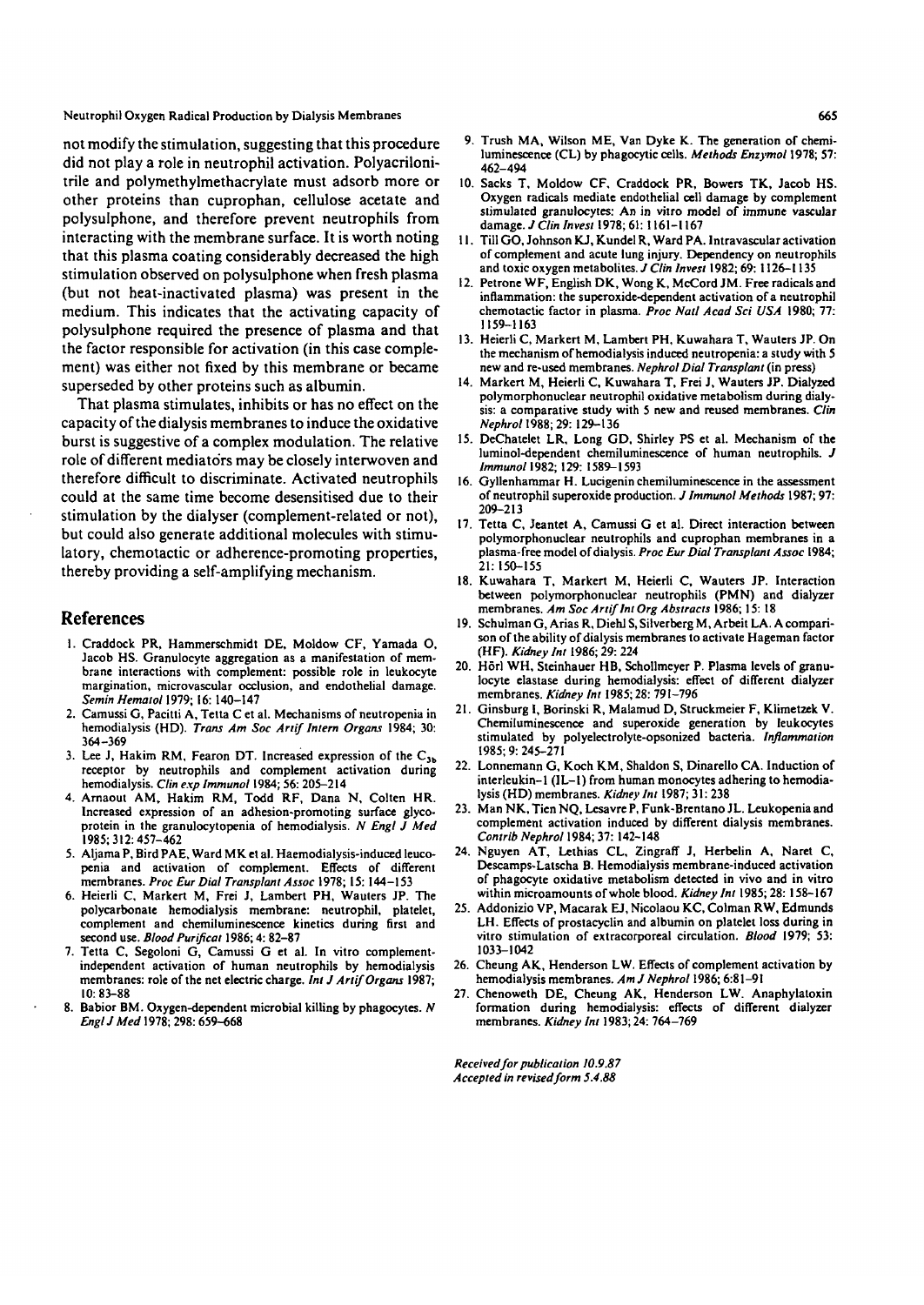not modify the stimulation, suggesting that this procedure did not play a role in neutrophil activation. Polyacrilonitrile and polymethylmethacrylate must adsorb more or other proteins than cuprophan, cellulose acetate and polysulphone, and therefore prevent neutrophils from interacting with the membrane surface. It is worth noting that this plasma coating considerably decreased the high stimulation observed on polysulphone when fresh plasma (but not heat-inactivated plasma) was present in the medium. This indicates that the activating capacity of polysulphone required the presence of plasma and that the factor responsible for activation (in this case complement) was either not fixed by this membrane or became superseded by other proteins such as albumin.

That plasma stimulates, inhibits or has no effect on the capacity of the dialysis membranes to induce the oxidative burst is suggestive of a complex modulation. The relative role of different mediators may be closely interwoven and therefore difficult to discriminate. Activated neutrophils could at the same time become desensitised due to their stimulation by the dialyser (complement-related or not), but could also generate additional molecules with stimulatory, chemotactic or adherence-promoting properties, thereby providing a self-amplifying mechanism.

## References

1. Craddock PR, Hammerschmidt DE, Moldow CF, Yamada O, Jacob HS. Granulocyte aggregation as a manifestation of membrane interactions with complement: possible role in leukocyte margination, microvascular occlusion, and endothelial damage. *Semin Hematol* 1979; 16: 140–147
2. Camussi G, Pacitti A, Tetta C et al. Mechanisms of neutropenia in hemodialysis (HD). *Trans Am Soc Artif Intern Organs* 1984; 30: 364–369
3. Lee J, Hakim RM, Fearon DT. Increased expression of the $C_{3b}$ receptor by neutrophils and complement activation during hemodialysis. *Clin exp Immunol* 1984; 56: 205–214
4. Arnaout AM, Hakim RM, Todd RF, Dana N, Colten HR. Increased expression of an adhesion-promoting surface glycoprotein in the granulocytopenia of hemodialysis. *N Engl J Med* 1985; 312: 457–462
5. Aljama P, Bird PAE, Ward MK et al. Haemodialysis-induced leucopenia and activation of complement. Effects of different membranes. *Proc Eur Dial Transplant Assoc* 1978; 15: 144–153
6. Heierli C, Markert M, Frei J, Lambert PH, Wauters JP. The polycarbonate hemodialysis membrane: neutrophil, platelet, complement and chemiluminescence kinetics during first and second use. *Blood Purificat* 1986; 4: 82–87
7. Tetta C, Segoloni G, Camussi G et al. In vitro complement-independent activation of human neutrophils by hemodialysis membranes: role of the net electric charge. *Int J Artif Organs* 1987; 10: 83–88
8. Babior BM. Oxygen-dependent microbial killing by phagocytes. *N Engl J Med* 1978; 298: 659–668
9. Trush MA, Wilson ME, Van Dyke K. The generation of chemiluminescence (CL) by phagocytic cells. *Methods Enzymol* 1978; 57: 462–494
10. Sacks T, Moldow CF, Craddock PR, Bowers TK, Jacob HS. Oxygen radicals mediate endothelial cell damage by complement stimulated granulocytes: An in vitro model of immune vascular damage. *J Clin Invest* 1978; 61: 1161–1167
11. Till GO, Johnson KJ, Kundel R, Ward PA. Intravascular activation of complement and acute lung injury. Dependency on neutrophils and toxic oxygen metabolites. *J Clin Invest* 1982; 69: 1126–1135
12. Petrone WF, English DK, Wong K, McCord JM. Free radicals and inflammation: the superoxide-dependent activation of a neutrophil chemotactic factor in plasma. *Proc Natl Acad Sci USA* 1980; 77: 1159–1163
13. Heierli C, Markert M, Lambert PH, Kuwahara T, Wauters JP. On the mechanism of hemodialysis induced neutropenia: a study with 5 new and re-used membranes. *Nephrol Dial Transplant* (in press)
14. Markert M, Heierli C, Kuwahara T, Frei J, Wauters JP. Dialyzed polymorphonuclear neutrophil oxidative metabolism during dialysis: a comparative study with 5 new and reused membranes. *Clin Nephrol* 1988; 29: 129–136
15. DeChatelet LR, Long GD, Shirley PS et al. Mechanism of the luminol-dependent chemiluminescence of human neutrophils. *J Immunol* 1982; 129: 1589–1593
16. Gyllenhammar H. Lucigenin chemiluminescence in the assessment of neutrophil superoxide production. *J Immunol Methods* 1987; 97: 209–213
17. Tetta C, Jeantet A, Camussi G et al. Direct interaction between polymorphonuclear neutrophils and cuprophan membranes in a plasma-free model of dialysis. *Proc Eur Dial Transplant Assoc* 1984; 21: 150–155
18. Kuwahara T, Markert M, Heierli C, Wauters JP. Interaction between polymorphonuclear neutrophils (PMN) and dialyzer membranes. *Am Soc Artif Int Org Abstracts* 1986; 15: 18
19. Schulman G, Arias R, Diehl S, Silverberg M, Arbeit LA. A comparison of the ability of dialysis membranes to activate Hageman factor (HF). *Kidney Int* 1986; 29: 224
20. Hörl WH, Steinhauer HB, Schollmeyer P. Plasma levels of granulocyte elastase during hemodialysis: effect of different dialyzer membranes. *Kidney Int* 1985; 28: 791–796
21. Ginsburg I, Borinski R, Malamud D, Struckmeier F, Klimetzek V. Chemiluminescence and superoxide generation by leukocytes stimulated by polyelectrolyte-opsonized bacteria. *Inflammation* 1985; 9: 245–271
22. Lonnemann G, Koch KM, Shaldon S, Dinarello CA. Induction of interleukin-1 (IL-1) from human monocytes adhering to hemodialysis (HD) membranes. *Kidney Int* 1987; 31: 238
23. Man NK, Tien NQ, Lesavre P, Funk-Brentano JL. Leukopenia and complement activation induced by different dialysis membranes. *Contrib Nephrol* 1984; 37: 142–148
24. Nguyen AT, Lethias CL, Zingraff J, Herbelin A, Naret C, Descamps-Latscha B. Hemodialysis membrane-induced activation of phagocyte oxidative metabolism detected in vivo and in vitro within microamounts of whole blood. *Kidney Int* 1985; 28: 158–167
25. Addonizio VP, Macarak EJ, Nicolaou KC, Colman RW, Edmunds LH. Effects of prostacyclin and albumin on platelet loss during in vitro stimulation of extracorporeal circulation. *Blood* 1979; 53: 1033–1042
26. Cheung AK, Henderson LW. Effects of complement activation by hemodialysis membranes. *Am J Nephrol* 1986; 6: 81–91
27. Chenoweth DE, Cheung AK, Henderson LW. Anaphylatoxin formation during hemodialysis: effects of different dialyzer membranes. *Kidney Int* 1983; 24: 764–769

*Received for publication 10.9.87*
*Accepted in revised form 5.4.88*